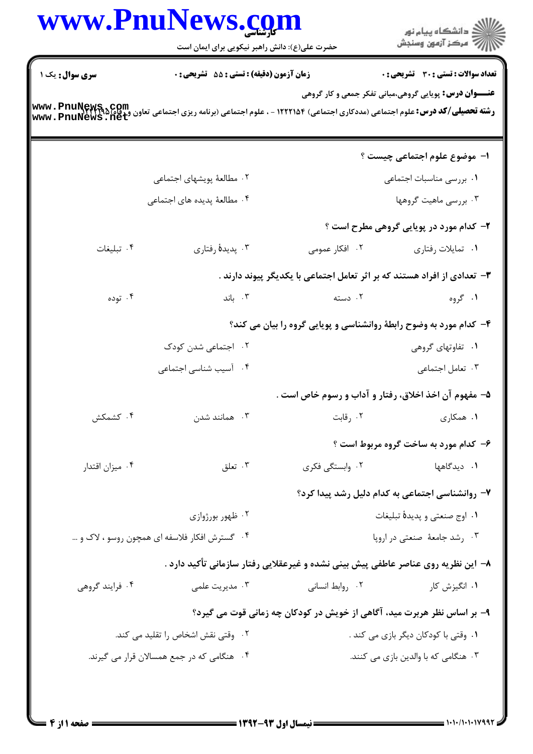**سری سوال:** یک ۱

**زمان آزمون (دقیقه) : تستی : ۵۵ تشریحی : ۰**

**تعداد سوالات : تستی : ۳۰ تشریحی : ۰**

**عنـــوان درس:** پویایی گروهی،مبانی تفکر جمعی و کار گروهی

**رشته تحصیلی/کد درس:** علوم اجتماعی (مددکاری اجتماعی) ۱۲۲۲۱۵۴ - ، علوم اجتماعی (برنامه ریزی اجتماعی تعاون ورفاه)۱۲۲۲۱۹۵

۱- موضوع علوم اجتماعی چیست ؟

۱. بررسی مناسبات اجتماعی
۲. مطالعهٔ پویشهای اجتماعی
۳. بررسی ماهیت گروهها
۴. مطالعهٔ پدیده های اجتماعی

۲- کدام مورد در پویایی گروهی مطرح است ؟

۱. تمایلات رفتاری
۲. افکار عمومی
۳. پدیدهٔ رفتاری
۴. تبلیغات

۳- تعدادی از افراد هستند که بر اثر تعامل اجتماعی با یکدیگر پیوند دارند .

۱. گروه
۲. دسته
۳. باند
۴. توده

۴- کدام مورد به وضوح رابطهٔ روانشناسی و پویایی گروه را بیان می کند؟

۱. تفاوتهای گروهی
۲. اجتماعی شدن کودک
۳. تعامل اجتماعی
۴. آسیب شناسی اجتماعی

۵- مفهوم آن اخذ اخلاق، رفتار و آداب و رسوم خاص است .

۱. همکاری
۲. رقابت
۳. همانند شدن
۴. کشمکش

۶- کدام مورد به ساخت گروه مربوط است ؟

۱. دیدگاهها
۲. وابستگی فکری
۳. تعلق
۴. میزان اقتدار

۷- روانشناسی اجتماعی به کدام دلیل رشد پیدا کرد؟

۱. اوج صنعتی و پدیدهٔ تبلیغات
۲. ظهور بورژوازی
۳. رشد جامعهٔ صنعتی در اروپا
۴. گسترش افکار فلاسفه ای همچون روسو ، لاک و ...

۸- این نظریه روی عناصر عاطفی پیش بینی نشده و غیرعقلایی رفتار سازمانی تأکید دارد .

۱. انگیزش کار
۲. روابط انسانی
۳. مدیریت علمی
۴. فرایند گروهی

۹- بر اساس نظر هربرت مید، آگاهی از خویش در کودکان چه زمانی قوت می گیرد؟

۱. وقتی با کودکان دیگر بازی می کند .
۲. وقتی نقش اشخاص را تقلید می کند.
۳. هنگامی که با والدین بازی می کنند.
۴. هنگامی که در جمع همسالان قرار می گیرند.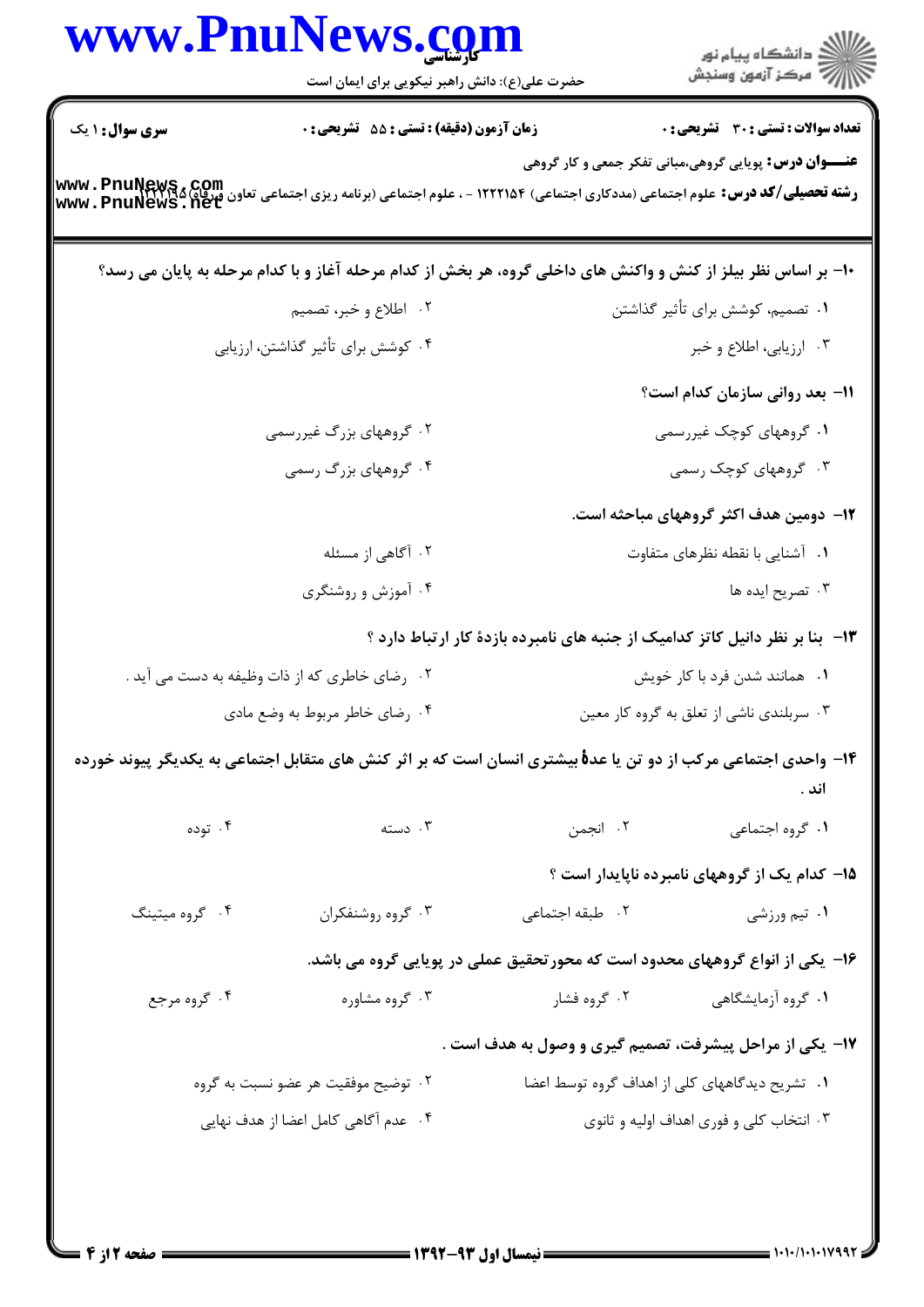**سری سوال:** ۱ یک | **زمان آزمون (دقیقه) : تستی :** ۵۵ **تشریحی :** ۰ | **تعداد سوالات : تستی :** ۳۰ **تشریحی :** ۰

**عنـــوان درس:** پویایی گروهی،مبانی تفکر جمعی و کار گروهی

**رشته تحصیلی/کد درس:** علوم اجتماعی (مددکاری اجتماعی) ۱۲۲۲۱۵۴ - ، علوم اجتماعی (برنامه ریزی اجتماعی تعاون ورفاه) ۱۲۲۲۱۹۵

۱۰- بر اساس نظر بیلز از کنش و واکنش های داخلی گروه، هر بخش از کدام مرحله آغاز و با کدام مرحله به پایان می رسد؟

۱. تصمیم، کوشش برای تأثیر گذاشتن
۲. اطلاع و خبر، تصمیم
۳. ارزیابی، اطلاع و خبر
۴. کوشش برای تأثیر گذاشتن، ارزیابی

۱۱- بعد روانی سازمان کدام است؟

۱. گروههای کوچک غیررسمی
۲. گروههای بزرگ غیررسمی
۳. گروههای کوچک رسمی
۴. گروههای بزرگ رسمی

۱۲- دومین هدف اکثر گروههای مباحثه است.

۱. آشنایی با نقطه نظرهای متفاوت
۲. آگاهی از مسئله
۳. تصریح ایده ها
۴. آموزش و روشنگری

۱۳- بنا بر نظر دانیل کاتز کدامیک از جنبه های نامبرده بازدهٔ کار ارتباط دارد ؟

۱. همانند شدن فرد با کار خویش
۲. رضای خاطری که از ذات وظیفه به دست می آید .
۳. سربلندی ناشی از تعلق به گروه کار معین
۴. رضای خاطر مربوط به وضع مادی

۱۴- واحدی اجتماعی مرکب از دو تن یا عدهٔ بیشتری انسان است که بر اثر کنش های متقابل اجتماعی به یکدیگر پیوند خورده اند .

۱. گروه اجتماعی
۲. انجمن
۳. دسته
۴. توده

۱۵- کدام یک از گروههای نامبرده ناپایدار است ؟

۱. تیم ورزشی
۲. طبقه اجتماعی
۳. گروه روشنفکران
۴. گروه میتینگ

۱۶- یکی از انواع گروههای محدود است که محورتحقیق عملی در پویایی گروه می باشد.

۱. گروه آزمایشگاهی
۲. گروه فشار
۳. گروه مشاوره
۴. گروه مرجع

۱۷- یکی از مراحل پیشرفت، تصمیم گیری و وصول به هدف است .

۱. تشریح دیدگاههای کلی از اهداف گروه توسط اعضا
۲. توضیح موفقیت هر عضو نسبت به گروه
۳. انتخاب کلی و فوری اهداف اولیه و ثانوی
۴. عدم آگاهی کامل اعضا از هدف نهایی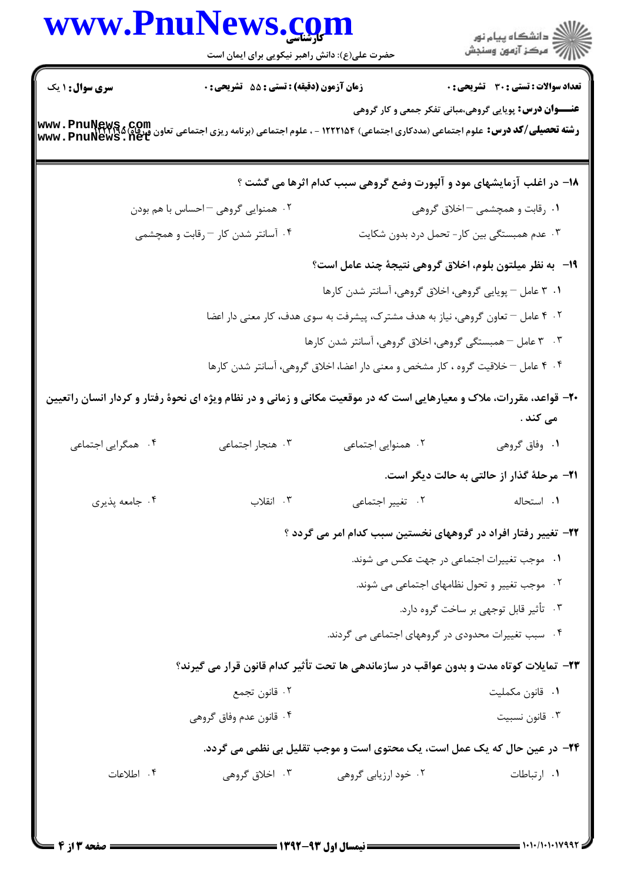**سری سوال:** ۱ یک

**زمان آزمون (دقیقه) : تستی : ۵۵ تشریحی : ۰**

**تعداد سوالات : تستی : ۳۰ تشریحی : ۰**

**عنــــوان درس:** پویایی گروهی،مبانی تفکر جمعی و کار گروهی

**رشته تحصیلی/کد درس:** علوم اجتماعی (مددکاری اجتماعی) ۱۲۲۲۱۵۴ - ، علوم اجتماعی (برنامه ریزی اجتماعی تعاون ورفاه) ۱۲۲۲۱۹۵

**۱۸- در اغلب آزمایشهای مود و آلپورت وضع گروهی سبب کدام اثرها می گشت ؟**

۱. رقابت و همچشمی – اخلاق گروهی

۲. همنوایی گروهی – احساس با هم بودن

۳. عدم همبستگی بین کار- تحمل درد بدون شکایت

۴. آسانتر شدن کار – رقابت و همچشمی

**۱۹- به نظر میلتون بلوم، اخلاق گروهی نتیجهٔ چند عامل است؟**

۱. ۳ عامل – پویایی گروهی، اخلاق گروهی، آسانتر شدن کارها

۲. ۴ عامل – تعاون گروهی، نیاز به هدف مشترک، پیشرفت به سوی هدف، کار معنی دار اعضا

۳. ۳ عامل – همبستگی گروهی، اخلاق گروهی، آسانتر شدن کارها

۴. ۴ عامل – خلاقیت گروه ، کار مشخص و معنی دار اعضا، اخلاق گروهی، آسانتر شدن کارها

**۲۰- قواعد، مقررات، ملاک و معیارهایی است که در موقعیت مکانی و زمانی و در نظام ویژه ای نحوهٔ رفتار و کردار انسان راتعیین می کند .**

۱. وفاق گروهی

۲. همنوایی اجتماعی

۳. هنجار اجتماعی

۴. همگرایی اجتماعی

**۲۱- مرحلهٔ گذار از حالتی به حالت دیگر است.**

۱. استحاله

۲. تغییر اجتماعی

۳. انقلاب

۴. جامعه پذیری

**۲۲- تغییر رفتار افراد در گروههای نخستین سبب کدام امر می گردد ؟**

۱. موجب تغییرات اجتماعی در جهت عکس می شوند.

۲. موجب تغییر و تحول نظامهای اجتماعی می شوند.

۳. تأثیر قابل توجهی بر ساخت گروه دارد.

۴. سبب تغییرات محدودی در گروههای اجتماعی می گردند.

**۲۳- تمایلات کوتاه مدت و بدون عواقب در سازماندهی ها تحت تأثیر کدام قانون قرار می گیرند؟**

۱. قانون مکملیت

۲. قانون تجمع

۳. قانون نسبیت

۴. قانون عدم وفاق گروهی

**۲۴- در عین حال که یک عمل است، یک محتوی است و موجب تقلیل بی نظمی می گردد.**

۱. ارتباطات

۲. خود ارزیابی گروهی

۳. اخلاق گروهی

۴. اطلاعات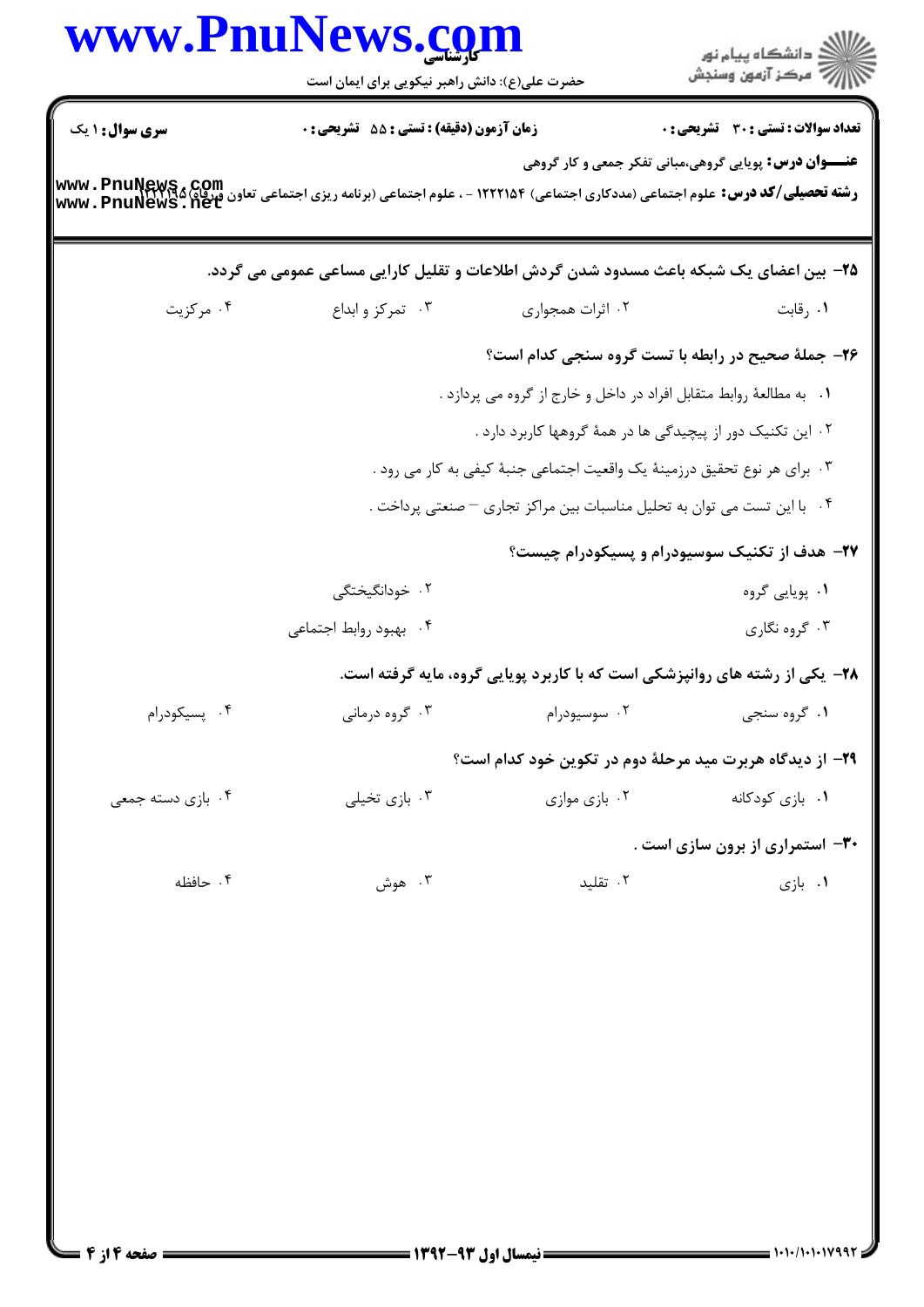**سری سوال:** ۱ یک | **زمان آزمون (دقیقه) : تستی :** ۵۵ **تشریحی :** ۰ | **تعداد سوالات : تستی :** ۳۰ **تشریحی :** ۰

**عنـــوان درس:** پویایی گروهی،مبانی تفکر جمعی و کار گروهی

**رشته تحصیلی/کد درس:** علوم اجتماعی (مددکاری اجتماعی) ۱۲۲۲۱۵۴ - ، علوم اجتماعی (برنامه ریزی اجتماعی تعاون ورفاه) ۱۲۲۲۱۹۵

---

**۲۵- بین اعضای یک شبکه باعث مسدود شدن گردش اطلاعات و تقلیل کارایی مساعی عمومی می گردد.**

۱. رقابت
۲. اثرات همجواری
۳. تمرکز و ابداع
۴. مرکزیت

**۲۶- جملهٔ صحیح در رابطه با تست گروه سنجی کدام است؟**

۱. به مطالعهٔ روابط متقابل افراد در داخل و خارج از گروه می پردازد .
۲. این تکنیک دور از پیچیدگی ها در همهٔ گروهها کاربرد دارد .
۳. برای هر نوع تحقیق درزمینهٔ یک واقعیت اجتماعی جنبهٔ کیفی به کار می رود .
۴. با این تست می توان به تحلیل مناسبات بین مراکز تجاری – صنعتی پرداخت .

**۲۷- هدف از تکنیک سوسیودرام و پسیکودرام چیست؟**

۱. پویایی گروه
۲. خودانگیختگی
۳. گروه نگاری
۴. بهبود روابط اجتماعی

**۲۸- یکی از رشته های روانپزشکی است که با کاربرد پویایی گروه، مایه گرفته است.**

۱. گروه سنجی
۲. سوسیودرام
۳. گروه درمانی
۴. پسیکودرام

**۲۹- از دیدگاه هربرت مید مرحلهٔ دوم در تکوین خود کدام است؟**

۱. بازی کودکانه
۲. بازی موازی
۳. بازی تخیلی
۴. بازی دسته جمعی

**۳۰- استمراری از برون سازی است .**

۱. بازی
۲. تقلید
۳. هوش
۴. حافظه